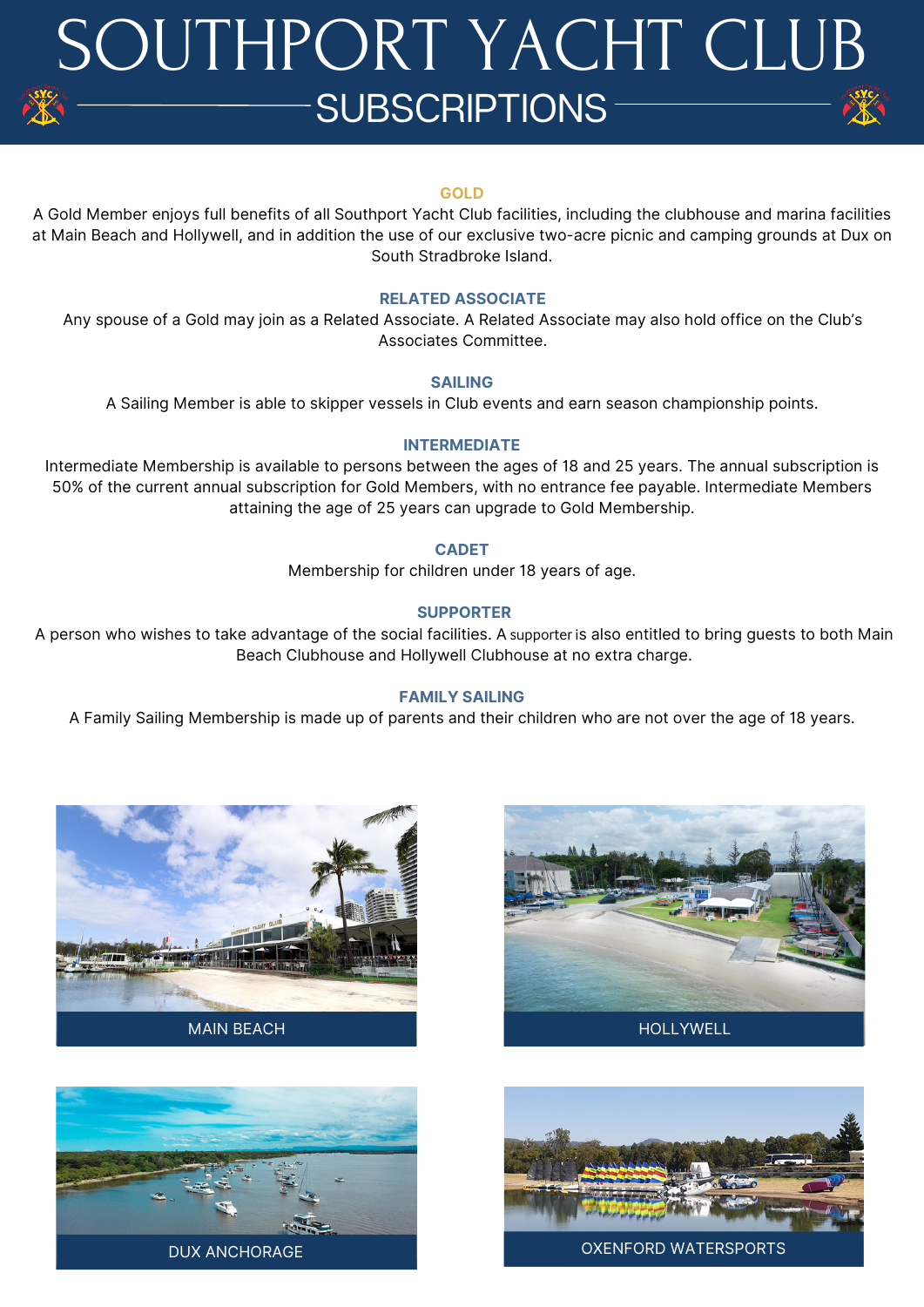# SOUTHPORT YACHT CLUB

## SUBSCRIPTIONS

### GOLD

A Gold Member enjoys full benefits of all Southport Yacht Club facilities, including the clubhouse and marina facilities at Main Beach and Hollywell, and in addition the use of our exclusive two-acre picnic and camping grounds at Dux on South Stradbroke Island.

### RELATED ASSOCIATE

Any spouse of a Gold may join as a Related Associate. A Related Associate may also hold office on the Club's Associates Committee.

### SAILING

A Sailing Member is able to skipper vessels in Club events and earn season championship points.

### INTERMEDIATE

Intermediate Membership is available to persons between the ages of 18 and 25 years. The annual subscription is 50% of the current annual subscription for Gold Members, with no entrance fee payable. Intermediate Members attaining the age of 25 years can upgrade to Gold Membership.

### CADET

Membership for children under 18 years of age.

### SUPPORTER

A person who wishes to take advantage of the social facilities. A supporter is also entitled to bring guests to both Main Beach Clubhouse and Hollywell Clubhouse at no extra charge.

### FAMILY SAILING

A Family Sailing Membership is made up of parents and their children who are not over the age of 18 years.

MAIN BEACH

HOLLYWELL

DUX ANCHORAGE

OXENFORD WATERSPORTS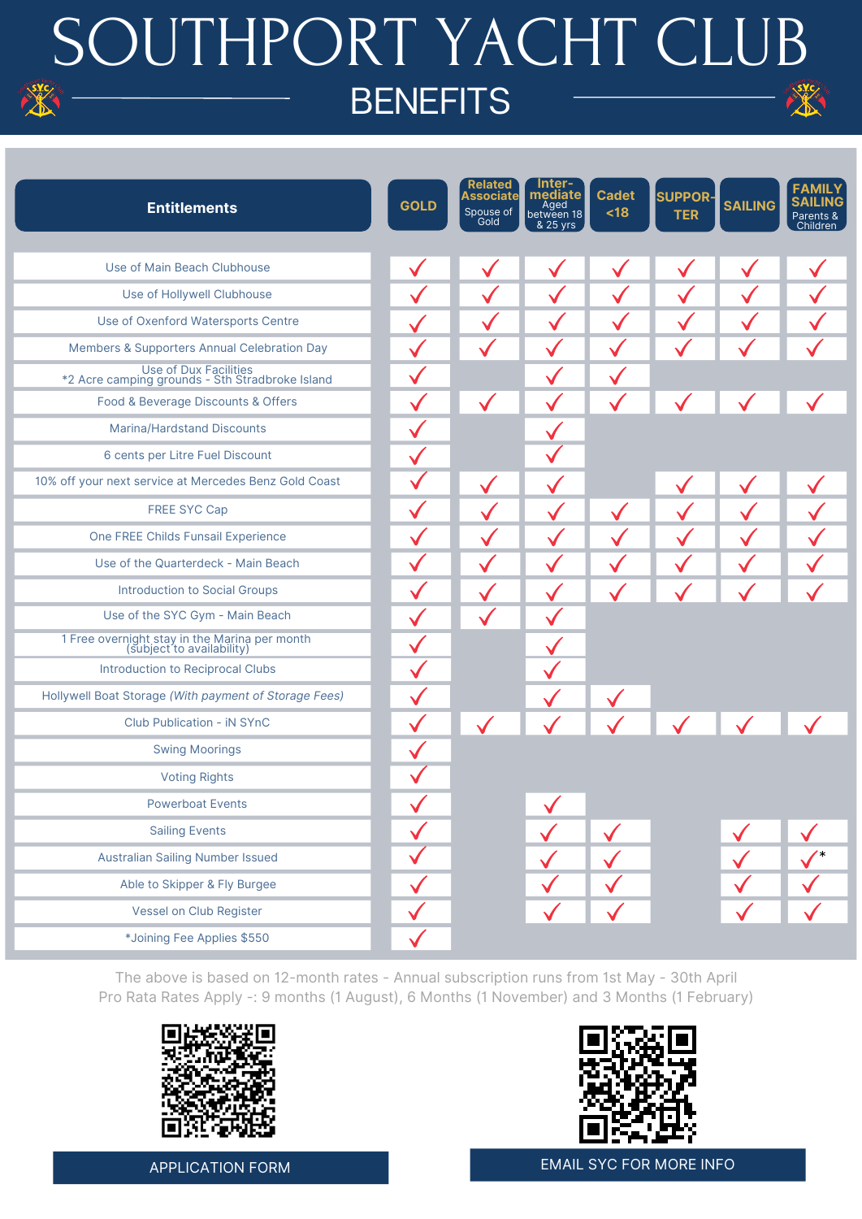# SOUTHPORT YACHT CLUB

## BENEFITS

| Entitlements | GOLD | Related Associate Spouse of Gold | Inter-mediate Aged between 18 & 25 yrs | Cadet <18 | SUPPORTER | SAILING | FAMILY SAILING Parents & Children |
|---|---|---|---|---|---|---|---|
| Use of Main Beach Clubhouse | ✓ | ✓ | ✓ | ✓ | ✓ | ✓ | ✓ |
| Use of Hollywell Clubhouse | ✓ | ✓ | ✓ | ✓ | ✓ | ✓ | ✓ |
| Use of Oxenford Watersports Centre | ✓ | ✓ | ✓ | ✓ | ✓ | ✓ | ✓ |
| Members & Supporters Annual Celebration Day | ✓ | ✓ | ✓ | ✓ | ✓ | ✓ | ✓ |
| Use of Dux Facilities *2 Acre camping grounds - Sth Stradbroke Island | ✓ | | ✓ | ✓ | | | |
| Food & Beverage Discounts & Offers | ✓ | ✓ | ✓ | ✓ | ✓ | ✓ | ✓ |
| Marina/Hardstand Discounts | ✓ | | ✓ | | | | |
| 6 cents per Litre Fuel Discount | ✓ | | ✓ | | | | |
| 10% off your next service at Mercedes Benz Gold Coast | ✓ | ✓ | ✓ | | ✓ | ✓ | ✓ |
| FREE SYC Cap | ✓ | ✓ | ✓ | ✓ | ✓ | ✓ | ✓ |
| One FREE Childs Funsail Experience | ✓ | ✓ | ✓ | ✓ | ✓ | ✓ | ✓ |
| Use of the Quarterdeck - Main Beach | ✓ | ✓ | ✓ | ✓ | ✓ | ✓ | ✓ |
| Introduction to Social Groups | ✓ | ✓ | ✓ | ✓ | ✓ | ✓ | ✓ |
| Use of the SYC Gym - Main Beach | ✓ | ✓ | ✓ | | | | |
| 1 Free overnight stay in the Marina per month (subject to availability) | ✓ | | ✓ | | | | |
| Introduction to Reciprocal Clubs | ✓ | | ✓ | | | | |
| Hollywell Boat Storage *(With payment of Storage Fees)* | ✓ | | ✓ | ✓ | | | |
| Club Publication - iN SYnC | ✓ | ✓ | ✓ | ✓ | ✓ | ✓ | ✓ |
| Swing Moorings | ✓ | | | | | | |
| Voting Rights | ✓ | | | | | | |
| Powerboat Events | ✓ | | ✓ | | | | |
| Sailing Events | ✓ | | ✓ | ✓ | | ✓ | ✓ |
| Australian Sailing Number Issued | ✓ | | ✓ | ✓ | | ✓ | ✓* |
| Able to Skipper & Fly Burgee | ✓ | | ✓ | ✓ | | ✓ | ✓ |
| Vessel on Club Register | ✓ | | ✓ | ✓ | | ✓ | ✓ |
| *Joining Fee Applies $550 | ✓ | | | | | | |

The above is based on 12-month rates - Annual subscription runs from 1st May - 30th April
Pro Rata Rates Apply -: 9 months (1 August), 6 Months (1 November) and 3 Months (1 February)

APPLICATION FORM

EMAIL SYC FOR MORE INFO